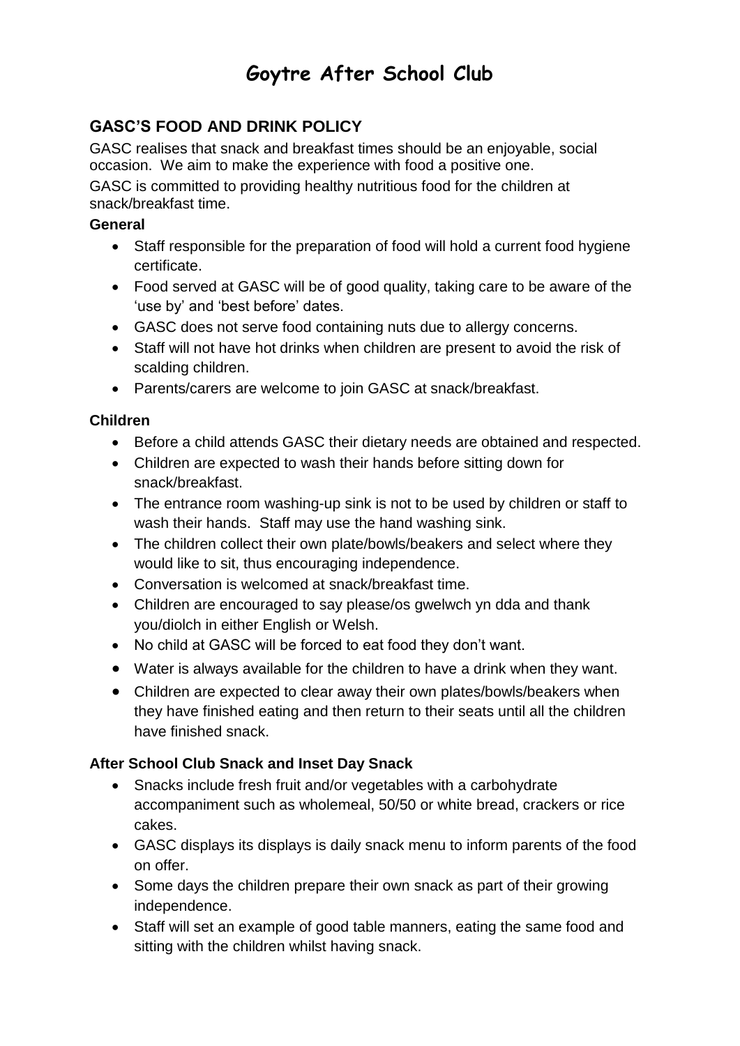# Goytre After School Club

## GASC'S FOOD AND DRINK POLICY

GASC realises that snack and breakfast times should be an enjoyable, social occasion. We aim to make the experience with food a positive one.

GASC is committed to providing healthy nutritious food for the children at snack/breakfast time.

### General

- Staff responsible for the preparation of food will hold a current food hygiene certificate.
- Food served at GASC will be of good quality, taking care to be aware of the 'use by' and 'best before' dates.
- GASC does not serve food containing nuts due to allergy concerns.
- Staff will not have hot drinks when children are present to avoid the risk of scalding children.
- Parents/carers are welcome to join GASC at snack/breakfast.

### Children

- Before a child attends GASC their dietary needs are obtained and respected.
- Children are expected to wash their hands before sitting down for snack/breakfast.
- The entrance room washing-up sink is not to be used by children or staff to wash their hands. Staff may use the hand washing sink.
- The children collect their own plate/bowls/beakers and select where they would like to sit, thus encouraging independence.
- Conversation is welcomed at snack/breakfast time.
- Children are encouraged to say please/os gwelwch yn dda and thank you/diolch in either English or Welsh.
- No child at GASC will be forced to eat food they don't want.
- Water is always available for the children to have a drink when they want.
- Children are expected to clear away their own plates/bowls/beakers when they have finished eating and then return to their seats until all the children have finished snack.

### After School Club Snack and Inset Day Snack

- Snacks include fresh fruit and/or vegetables with a carbohydrate accompaniment such as wholemeal, 50/50 or white bread, crackers or rice cakes.
- GASC displays its displays is daily snack menu to inform parents of the food on offer.
- Some days the children prepare their own snack as part of their growing independence.
- Staff will set an example of good table manners, eating the same food and sitting with the children whilst having snack.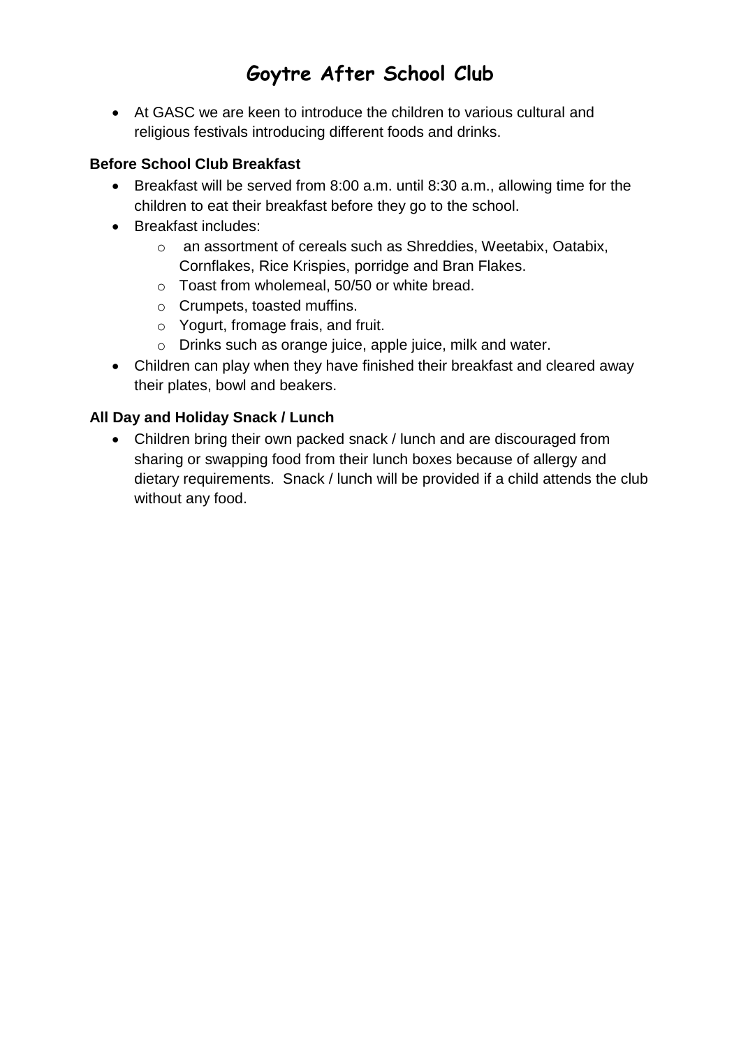# Goytre After School Club

- At GASC we are keen to introduce the children to various cultural and religious festivals introducing different foods and drinks.

**Before School Club Breakfast**

- Breakfast will be served from 8:00 a.m. until 8:30 a.m., allowing time for the children to eat their breakfast before they go to the school.
- Breakfast includes:
    - an assortment of cereals such as Shreddies, Weetabix, Oatabix, Cornflakes, Rice Krispies, porridge and Bran Flakes.
    - Toast from wholemeal, 50/50 or white bread.
    - Crumpets, toasted muffins.
    - Yogurt, fromage frais, and fruit.
    - Drinks such as orange juice, apple juice, milk and water.
- Children can play when they have finished their breakfast and cleared away their plates, bowl and beakers.

**All Day and Holiday Snack / Lunch**

- Children bring their own packed snack / lunch and are discouraged from sharing or swapping food from their lunch boxes because of allergy and dietary requirements. Snack / lunch will be provided if a child attends the club without any food.